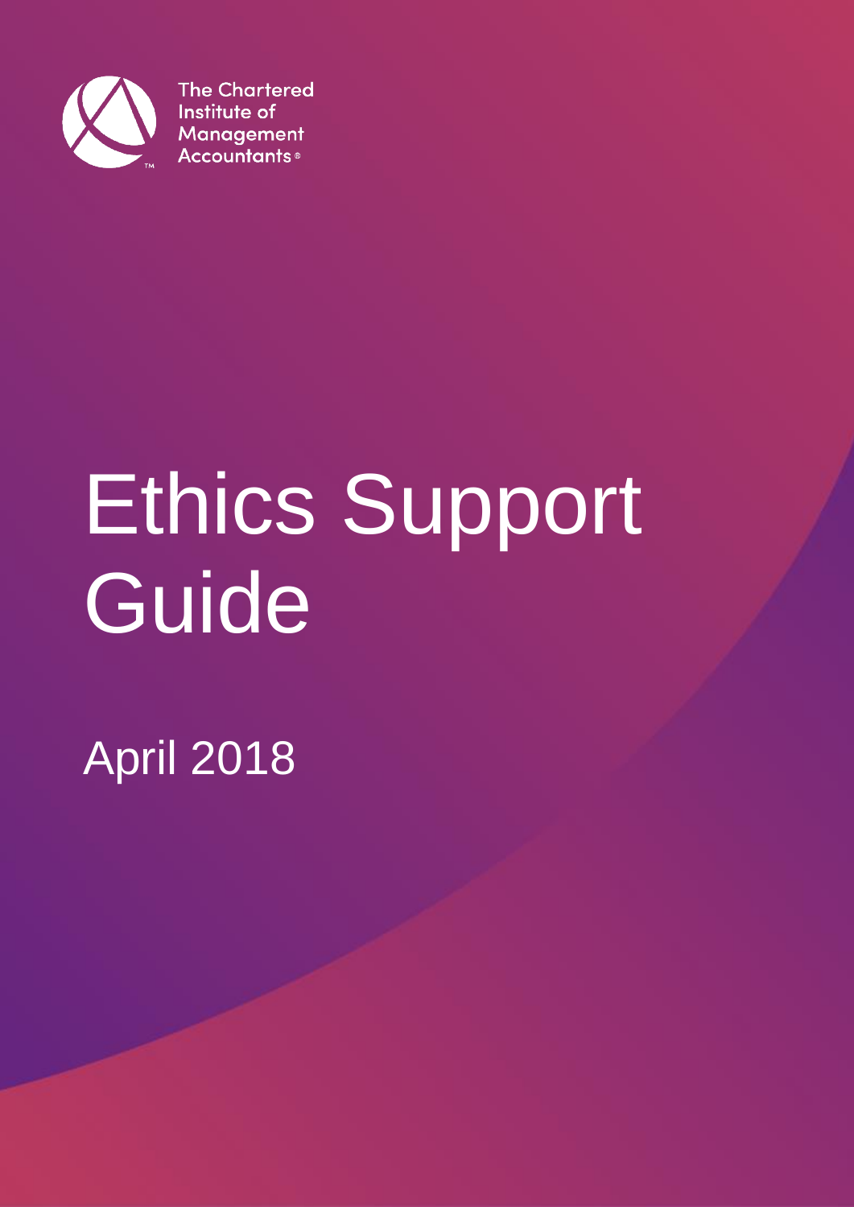The Chartered Institute of Management Accountants

# Ethics Support Guide

April 2018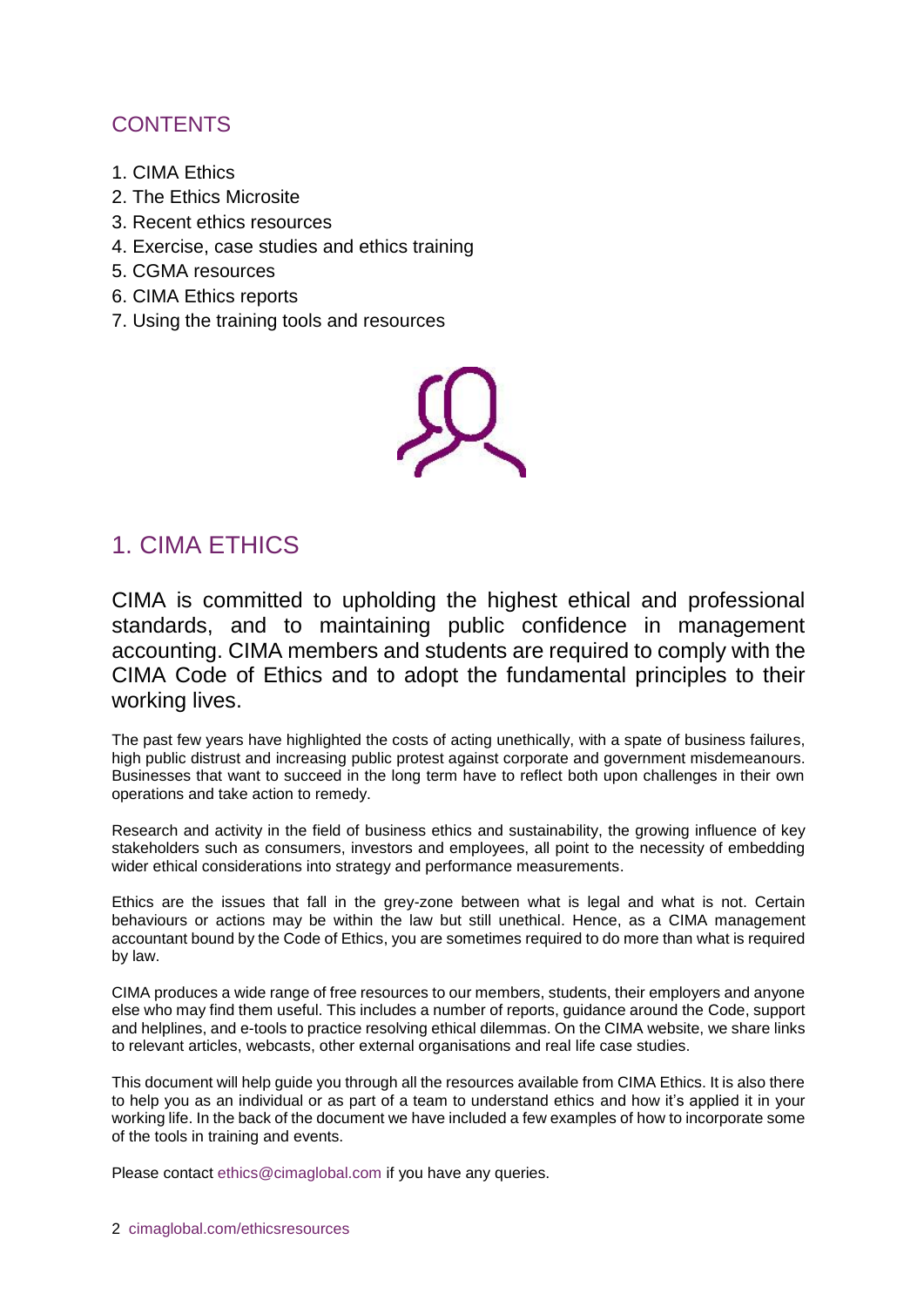## CONTENTS

1. CIMA Ethics
2. The Ethics Microsite
3. Recent ethics resources
4. Exercise, case studies and ethics training
5. CGMA resources
6. CIMA Ethics reports
7. Using the training tools and resources

## 1. CIMA ETHICS

CIMA is committed to upholding the highest ethical and professional standards, and to maintaining public confidence in management accounting. CIMA members and students are required to comply with the CIMA Code of Ethics and to adopt the fundamental principles to their working lives.

The past few years have highlighted the costs of acting unethically, with a spate of business failures, high public distrust and increasing public protest against corporate and government misdemeanours. Businesses that want to succeed in the long term have to reflect both upon challenges in their own operations and take action to remedy.

Research and activity in the field of business ethics and sustainability, the growing influence of key stakeholders such as consumers, investors and employees, all point to the necessity of embedding wider ethical considerations into strategy and performance measurements.

Ethics are the issues that fall in the grey-zone between what is legal and what is not. Certain behaviours or actions may be within the law but still unethical. Hence, as a CIMA management accountant bound by the Code of Ethics, you are sometimes required to do more than what is required by law.

CIMA produces a wide range of free resources to our members, students, their employers and anyone else who may find them useful. This includes a number of reports, guidance around the Code, support and helplines, and e-tools to practice resolving ethical dilemmas. On the CIMA website, we share links to relevant articles, webcasts, other external organisations and real life case studies.

This document will help guide you through all the resources available from CIMA Ethics. It is also there to help you as an individual or as part of a team to understand ethics and how it's applied it in your working life. In the back of the document we have included a few examples of how to incorporate some of the tools in training and events.

Please contact ethics@cimaglobal.com if you have any queries.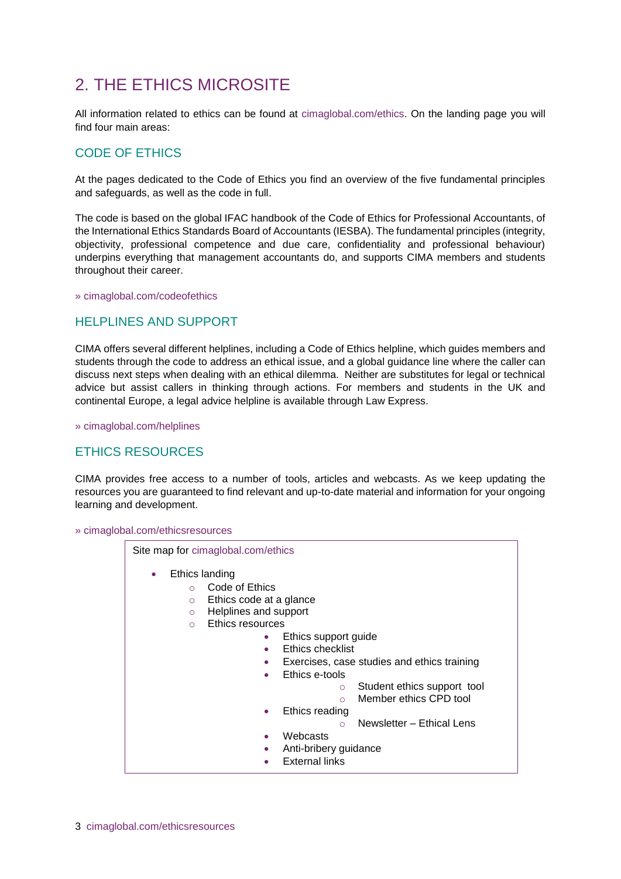## 2. THE ETHICS MICROSITE

All information related to ethics can be found at cimaglobal.com/ethics. On the landing page you will find four main areas:

### CODE OF ETHICS

At the pages dedicated to the Code of Ethics you find an overview of the five fundamental principles and safeguards, as well as the code in full.

The code is based on the global IFAC handbook of the Code of Ethics for Professional Accountants, of the International Ethics Standards Board of Accountants (IESBA). The fundamental principles (integrity, objectivity, professional competence and due care, confidentiality and professional behaviour) underpins everything that management accountants do, and supports CIMA members and students throughout their career.

» cimaglobal.com/codeofethics

### HELPLINES AND SUPPORT

CIMA offers several different helplines, including a Code of Ethics helpline, which guides members and students through the code to address an ethical issue, and a global guidance line where the caller can discuss next steps when dealing with an ethical dilemma. Neither are substitutes for legal or technical advice but assist callers in thinking through actions. For members and students in the UK and continental Europe, a legal advice helpline is available through Law Express.

» cimaglobal.com/helplines

### ETHICS RESOURCES

CIMA provides free access to a number of tools, articles and webcasts. As we keep updating the resources you are guaranteed to find relevant and up-to-date material and information for your ongoing learning and development.

» cimaglobal.com/ethicsresources

Site map for cimaglobal.com/ethics

- Ethics landing
  - Code of Ethics
  - Ethics code at a glance
  - Helplines and support
  - Ethics resources
    - Ethics support guide
    - Ethics checklist
    - Exercises, case studies and ethics training
    - Ethics e-tools
      - Student ethics support tool
      - Member ethics CPD tool
    - Ethics reading
      - Newsletter – Ethical Lens
    - Webcasts
    - Anti-bribery guidance
    - External links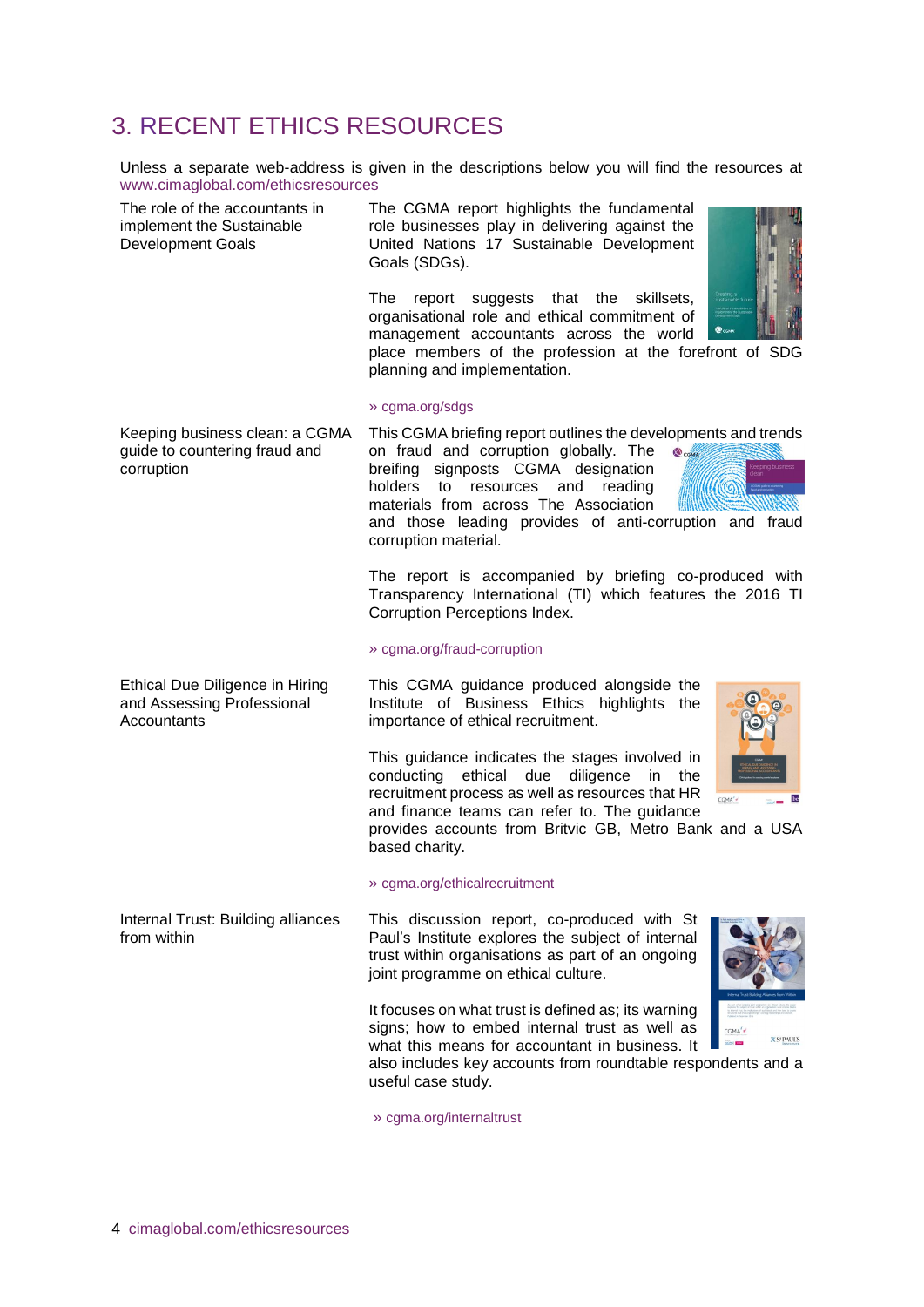# 3. RECENT ETHICS RESOURCES

Unless a separate web-address is given in the descriptions below you will find the resources at www.cimaglobal.com/ethicsresources

**The role of the accountants in implement the Sustainable Development Goals**

The CGMA report highlights the fundamental role businesses play in delivering against the United Nations 17 Sustainable Development Goals (SDGs).

The report suggests that the skillsets, organisational role and ethical commitment of management accountants across the world place members of the profession at the forefront of SDG planning and implementation.

» cgma.org/sdgs

**Keeping business clean: a CGMA guide to countering fraud and corruption**

This CGMA briefing report outlines the developments and trends on fraud and corruption globally. The breifing signposts CGMA designation holders to resources and reading materials from across The Association and those leading provides of anti-corruption and fraud corruption material.

The report is accompanied by briefing co-produced with Transparency International (TI) which features the 2016 TI Corruption Perceptions Index.

» cgma.org/fraud-corruption

**Ethical Due Diligence in Hiring and Assessing Professional Accountants**

This CGMA guidance produced alongside the Institute of Business Ethics highlights the importance of ethical recruitment.

This guidance indicates the stages involved in conducting ethical due diligence in the recruitment process as well as resources that HR and finance teams can refer to. The guidance provides accounts from Britvic GB, Metro Bank and a USA based charity.

» cgma.org/ethicalrecruitment

**Internal Trust: Building alliances from within**

This discussion report, co-produced with St Paul's Institute explores the subject of internal trust within organisations as part of an ongoing joint programme on ethical culture.

It focuses on what trust is defined as; its warning signs; how to embed internal trust as well as what this means for accountant in business. It also includes key accounts from roundtable respondents and a useful case study.

» cgma.org/internaltrust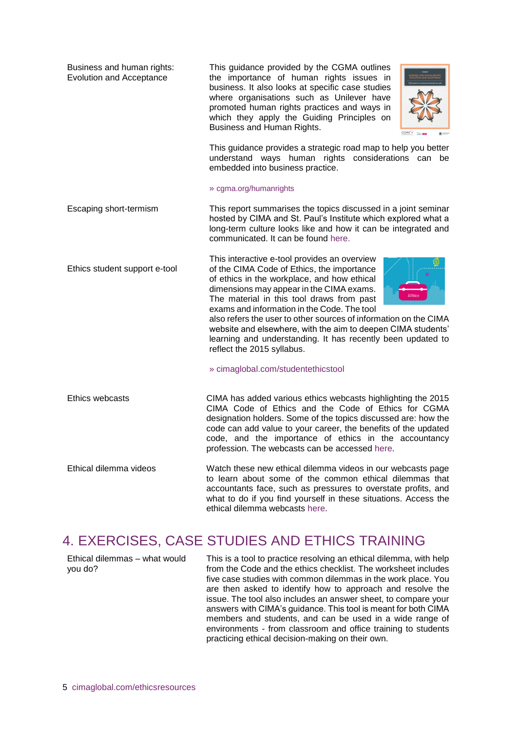**Business and human rights: Evolution and Acceptance**

This guidance provided by the CGMA outlines the importance of human rights issues in business. It also looks at specific case studies where organisations such as Unilever have promoted human rights practices and ways in which they apply the Guiding Principles on Business and Human Rights.

This guidance provides a strategic road map to help you better understand ways human rights considerations can be embedded into business practice.

» cgma.org/humanrights

**Escaping short-termism**

This report summarises the topics discussed in a joint seminar hosted by CIMA and St. Paul's Institute which explored what a long-term culture looks like and how it can be integrated and communicated. It can be found here.

**Ethics student support e-tool**

This interactive e-tool provides an overview of the CIMA Code of Ethics, the importance of ethics in the workplace, and how ethical dimensions may appear in the CIMA exams. The material in this tool draws from past exams and information in the Code. The tool also refers the user to other sources of information on the CIMA website and elsewhere, with the aim to deepen CIMA students' learning and understanding. It has recently been updated to reflect the 2015 syllabus.

» cimaglobal.com/studentethicstool

**Ethics webcasts**

CIMA has added various ethics webcasts highlighting the 2015 CIMA Code of Ethics and the Code of Ethics for CGMA designation holders. Some of the topics discussed are: how the code can add value to your career, the benefits of the updated code, and the importance of ethics in the accountancy profession. The webcasts can be accessed here.

**Ethical dilemma videos**

Watch these new ethical dilemma videos in our webcasts page to learn about some of the common ethical dilemmas that accountants face, such as pressures to overstate profits, and what to do if you find yourself in these situations. Access the ethical dilemma webcasts here.

## 4. EXERCISES, CASE STUDIES AND ETHICS TRAINING

**Ethical dilemmas – what would you do?**

This is a tool to practice resolving an ethical dilemma, with help from the Code and the ethics checklist. The worksheet includes five case studies with common dilemmas in the work place. You are then asked to identify how to approach and resolve the issue. The tool also includes an answer sheet, to compare your answers with CIMA's guidance. This tool is meant for both CIMA members and students, and can be used in a wide range of environments - from classroom and office training to students practicing ethical decision-making on their own.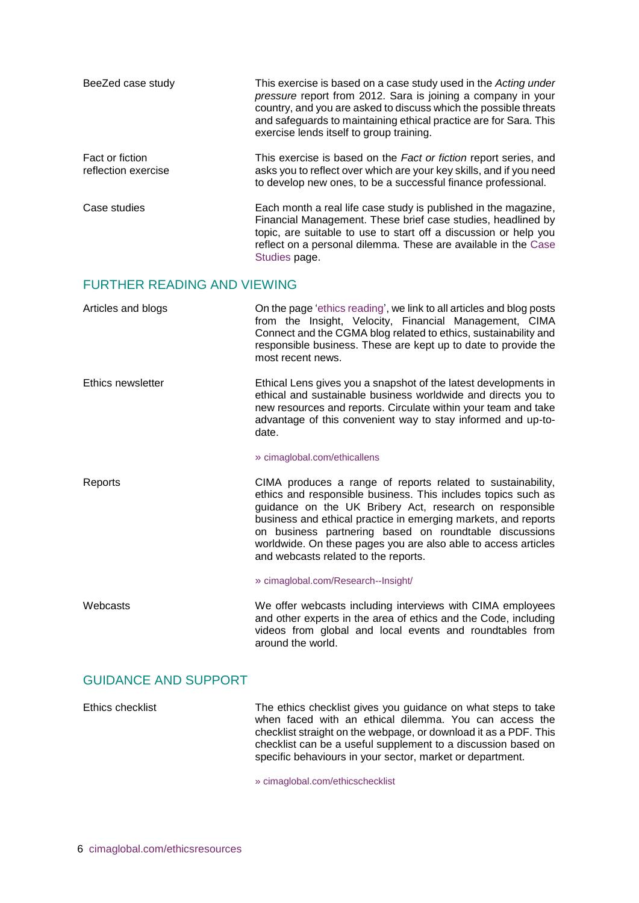BeeZed case study

This exercise is based on a case study used in the *Acting under pressure* report from 2012. Sara is joining a company in your country, and you are asked to discuss which the possible threats and safeguards to maintaining ethical practice are for Sara. This exercise lends itself to group training.

Fact or fiction reflection exercise

This exercise is based on the *Fact or fiction* report series, and asks you to reflect over which are your key skills, and if you need to develop new ones, to be a successful finance professional.

Case studies

Each month a real life case study is published in the magazine, Financial Management. These brief case studies, headlined by topic, are suitable to use to start off a discussion or help you reflect on a personal dilemma. These are available in the Case Studies page.

## FURTHER READING AND VIEWING

Articles and blogs

On the page 'ethics reading', we link to all articles and blog posts from the Insight, Velocity, Financial Management, CIMA Connect and the CGMA blog related to ethics, sustainability and responsible business. These are kept up to date to provide the most recent news.

Ethics newsletter

Ethical Lens gives you a snapshot of the latest developments in ethical and sustainable business worldwide and directs you to new resources and reports. Circulate within your team and take advantage of this convenient way to stay informed and up-to-date.

» cimaglobal.com/ethicallens

Reports

CIMA produces a range of reports related to sustainability, ethics and responsible business. This includes topics such as guidance on the UK Bribery Act, research on responsible business and ethical practice in emerging markets, and reports on business partnering based on roundtable discussions worldwide. On these pages you are also able to access articles and webcasts related to the reports.

» cimaglobal.com/Research--Insight/

Webcasts

We offer webcasts including interviews with CIMA employees and other experts in the area of ethics and the Code, including videos from global and local events and roundtables from around the world.

## GUIDANCE AND SUPPORT

Ethics checklist

The ethics checklist gives you guidance on what steps to take when faced with an ethical dilemma. You can access the checklist straight on the webpage, or download it as a PDF. This checklist can be a useful supplement to a discussion based on specific behaviours in your sector, market or department.

» cimaglobal.com/ethicschecklist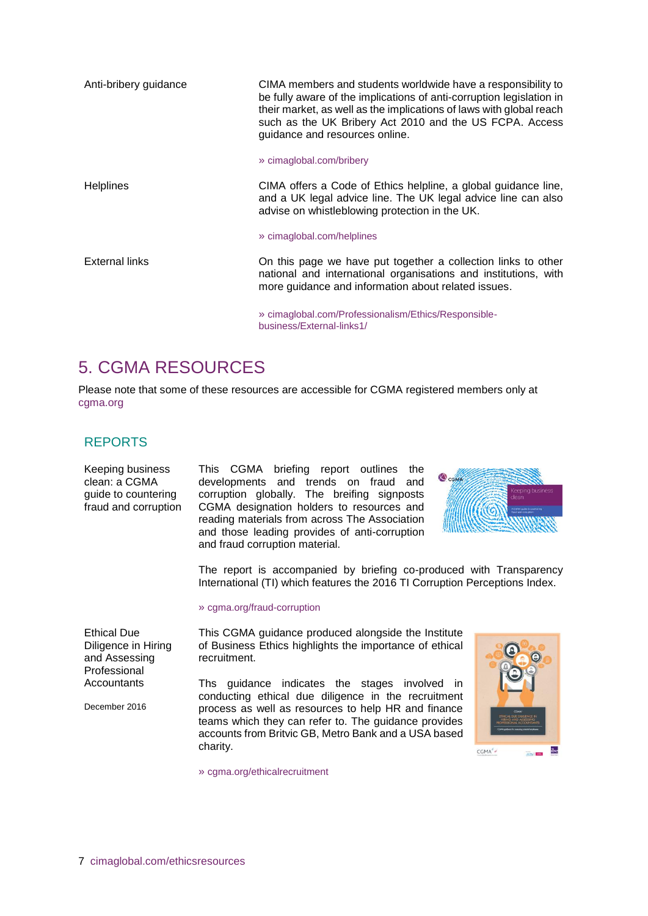| | |
|---|---|
| Anti-bribery guidance | CIMA members and students worldwide have a responsibility to be fully aware of the implications of anti-corruption legislation in their market, as well as the implications of laws with global reach such as the UK Bribery Act 2010 and the US FCPA. Access guidance and resources online.<br><br>» cimaglobal.com/bribery |
| Helplines | CIMA offers a Code of Ethics helpline, a global guidance line, and a UK legal advice line. The UK legal advice line can also advise on whistleblowing protection in the UK.<br><br>» cimaglobal.com/helplines |
| External links | On this page we have put together a collection links to other national and international organisations and institutions, with more guidance and information about related issues.<br><br>» cimaglobal.com/Professionalism/Ethics/Responsible-business/External-links1/ |

## 5. CGMA RESOURCES

Please note that some of these resources are accessible for CGMA registered members only at cgma.org

### REPORTS

| | |
|---|---|
| Keeping business clean: a CGMA guide to countering fraud and corruption | This CGMA briefing report outlines the developments and trends on fraud and corruption globally. The breifing signposts CGMA designation holders to resources and reading materials from across The Association and those leading provides of anti-corruption and fraud corruption material.<br><br>The report is accompanied by briefing co-produced with Transparency International (TI) which features the 2016 TI Corruption Perceptions Index.<br><br>» cgma.org/fraud-corruption |
| Ethical Due Diligence in Hiring and Assessing Professional Accountants<br><br>December 2016 | This CGMA guidance produced alongside the Institute of Business Ethics highlights the importance of ethical recruitment.<br><br>Ths guidance indicates the stages involved in conducting ethical due diligence in the recruitment process as well as resources to help HR and finance teams which they can refer to. The guidance provides accounts from Britvic GB, Metro Bank and a USA based charity.<br><br>» cgma.org/ethicalrecruitment |

7 cimaglobal.com/ethicsresources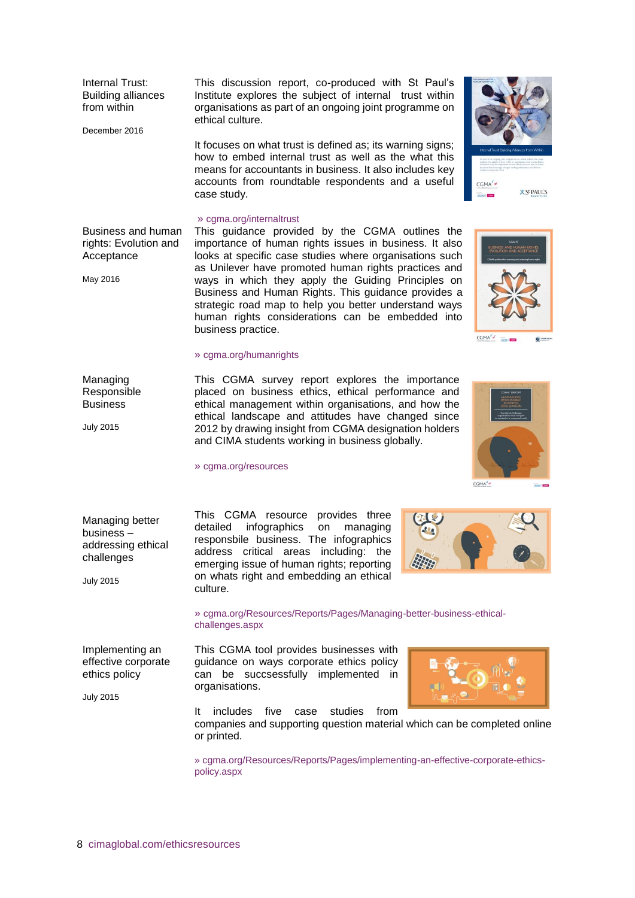### Internal Trust: Building alliances from within

December 2016

This discussion report, co-produced with St Paul's Institute explores the subject of internal trust within organisations as part of an ongoing joint programme on ethical culture.

It focuses on what trust is defined as; its warning signs; how to embed internal trust as well as the what this means for accountants in business. It also includes key accounts from roundtable respondents and a useful case study.

» cgma.org/internaltrust

### Business and human rights: Evolution and Acceptance

May 2016

This guidance provided by the CGMA outlines the importance of human rights issues in business. It also looks at specific case studies where organisations such as Unilever have promoted human rights practices and ways in which they apply the Guiding Principles on Business and Human Rights. This guidance provides a strategic road map to help you better understand ways human rights considerations can be embedded into business practice.

» cgma.org/humanrights

### Managing Responsible Business

July 2015

This CGMA survey report explores the importance placed on business ethics, ethical performance and ethical management within organisations, and how the ethical landscape and attitudes have changed since 2012 by drawing insight from CGMA designation holders and CIMA students working in business globally.

» cgma.org/resources

### Managing better business – addressing ethical challenges

July 2015

This CGMA resource provides three detailed infographics on managing responsbile business. The infographics address critical areas including: the emerging issue of human rights; reporting on whats right and embedding an ethical culture.

» cgma.org/Resources/Reports/Pages/Managing-better-business-ethical-challenges.aspx

### Implementing an effective corporate ethics policy

July 2015

This CGMA tool provides businesses with guidance on ways corporate ethics policy can be succsessfully implemented in organisations.

It includes five case studies from companies and supporting question material which can be completed online or printed.

» cgma.org/Resources/Reports/Pages/implementing-an-effective-corporate-ethics-policy.aspx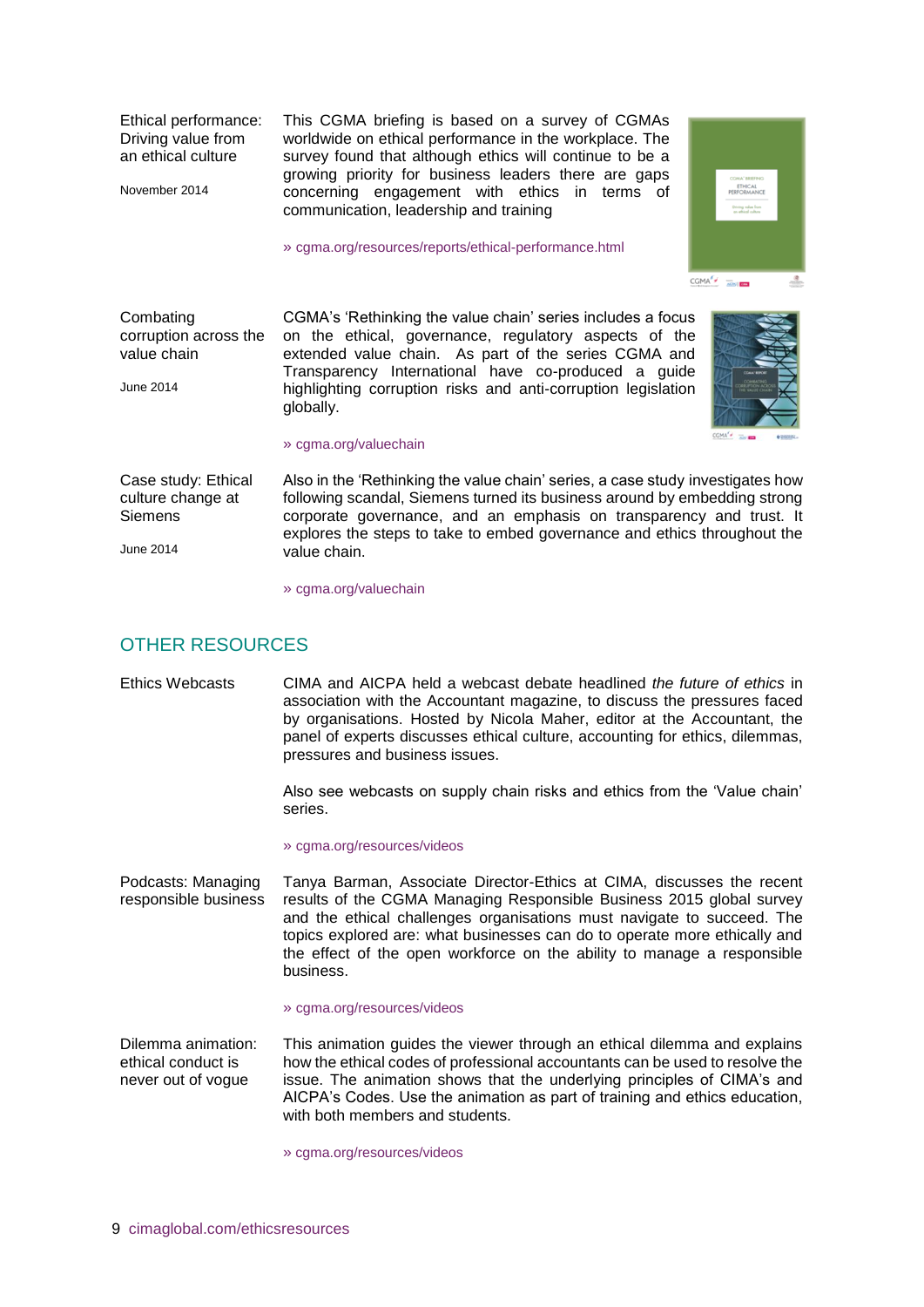**Ethical performance: Driving value from an ethical culture**

November 2014

This CGMA briefing is based on a survey of CGMAs worldwide on ethical performance in the workplace. The survey found that although ethics will continue to be a growing priority for business leaders there are gaps concerning engagement with ethics in terms of communication, leadership and training

» cgma.org/resources/reports/ethical-performance.html

**Combating corruption across the value chain**

June 2014

CGMA's 'Rethinking the value chain' series includes a focus on the ethical, governance, regulatory aspects of the extended value chain. As part of the series CGMA and Transparency International have co-produced a guide highlighting corruption risks and anti-corruption legislation globally.

» cgma.org/valuechain

**Case study: Ethical culture change at Siemens**

June 2014

Also in the 'Rethinking the value chain' series, a case study investigates how following scandal, Siemens turned its business around by embedding strong corporate governance, and an emphasis on transparency and trust. It explores the steps to take to embed governance and ethics throughout the value chain.

» cgma.org/valuechain

## OTHER RESOURCES

**Ethics Webcasts**

CIMA and AICPA held a webcast debate headlined *the future of ethics* in association with the Accountant magazine, to discuss the pressures faced by organisations. Hosted by Nicola Maher, editor at the Accountant, the panel of experts discusses ethical culture, accounting for ethics, dilemmas, pressures and business issues.

Also see webcasts on supply chain risks and ethics from the 'Value chain' series.

» cgma.org/resources/videos

**Podcasts: Managing responsible business**

Tanya Barman, Associate Director-Ethics at CIMA, discusses the recent results of the CGMA Managing Responsible Business 2015 global survey and the ethical challenges organisations must navigate to succeed. The topics explored are: what businesses can do to operate more ethically and the effect of the open workforce on the ability to manage a responsible business.

» cgma.org/resources/videos

**Dilemma animation: ethical conduct is never out of vogue**

This animation guides the viewer through an ethical dilemma and explains how the ethical codes of professional accountants can be used to resolve the issue. The animation shows that the underlying principles of CIMA's and AICPA's Codes. Use the animation as part of training and ethics education, with both members and students.

» cgma.org/resources/videos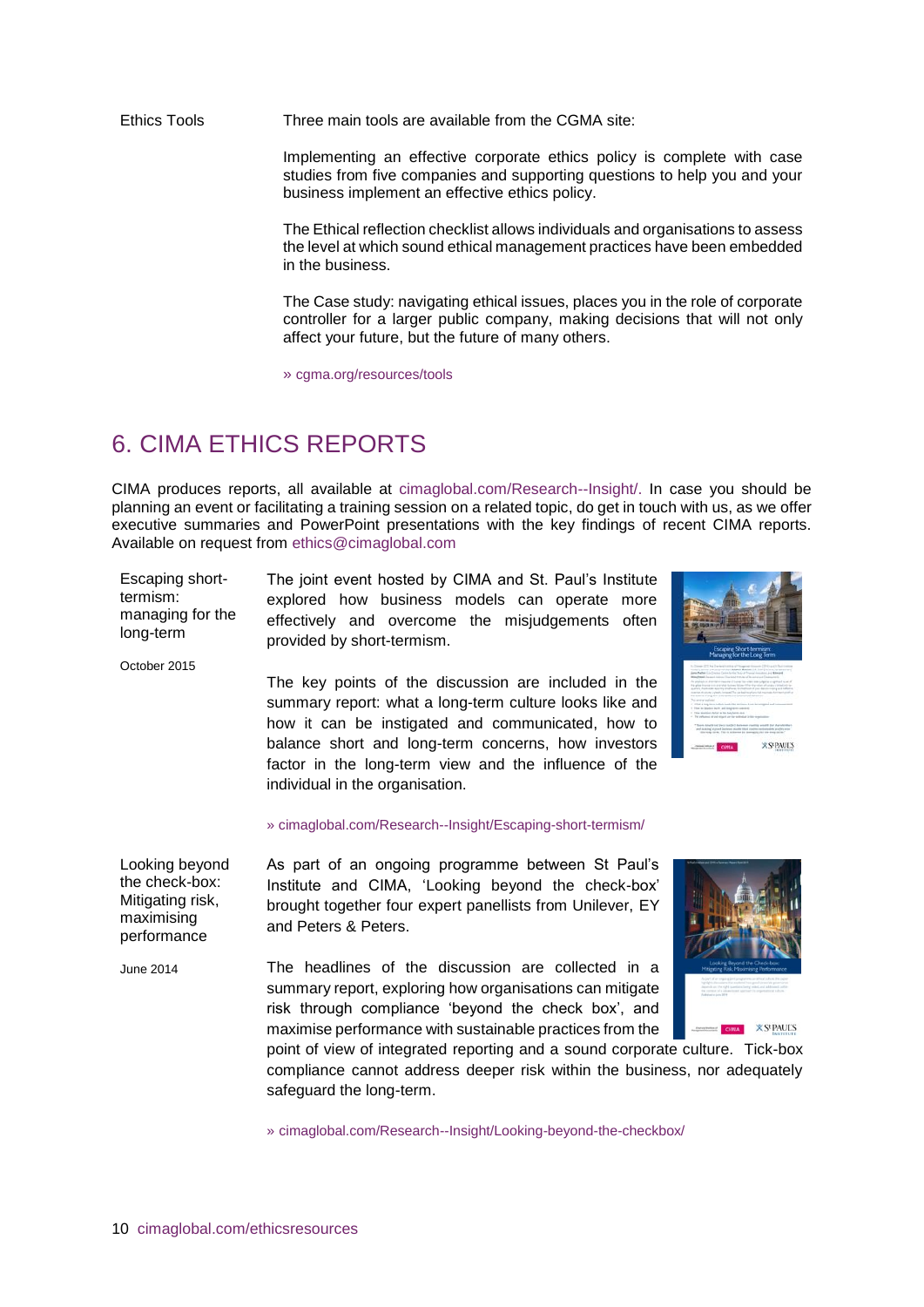Ethics Tools

Three main tools are available from the CGMA site:

Implementing an effective corporate ethics policy is complete with case studies from five companies and supporting questions to help you and your business implement an effective ethics policy.

The Ethical reflection checklist allows individuals and organisations to assess the level at which sound ethical management practices have been embedded in the business.

The Case study: navigating ethical issues, places you in the role of corporate controller for a larger public company, making decisions that will not only affect your future, but the future of many others.

» cgma.org/resources/tools

## 6. CIMA ETHICS REPORTS

CIMA produces reports, all available at cimaglobal.com/Research--Insight/. In case you should be planning an event or facilitating a training session on a related topic, do get in touch with us, as we offer executive summaries and PowerPoint presentations with the key findings of recent CIMA reports. Available on request from ethics@cimaglobal.com

Escaping short-termism: managing for the long-term

October 2015

The joint event hosted by CIMA and St. Paul's Institute explored how business models can operate more effectively and overcome the misjudgements often provided by short-termism.

The key points of the discussion are included in the summary report: what a long-term culture looks like and how it can be instigated and communicated, how to balance short and long-term concerns, how investors factor in the long-term view and the influence of the individual in the organisation.

» cimaglobal.com/Research--Insight/Escaping-short-termism/

Looking beyond the check-box: Mitigating risk, maximising performance

June 2014

As part of an ongoing programme between St Paul's Institute and CIMA, 'Looking beyond the check-box' brought together four expert panellists from Unilever, EY and Peters & Peters.

The headlines of the discussion are collected in a summary report, exploring how organisations can mitigate risk through compliance 'beyond the check box', and maximise performance with sustainable practices from the point of view of integrated reporting and a sound corporate culture. Tick-box compliance cannot address deeper risk within the business, nor adequately safeguard the long-term.

» cimaglobal.com/Research--Insight/Looking-beyond-the-checkbox/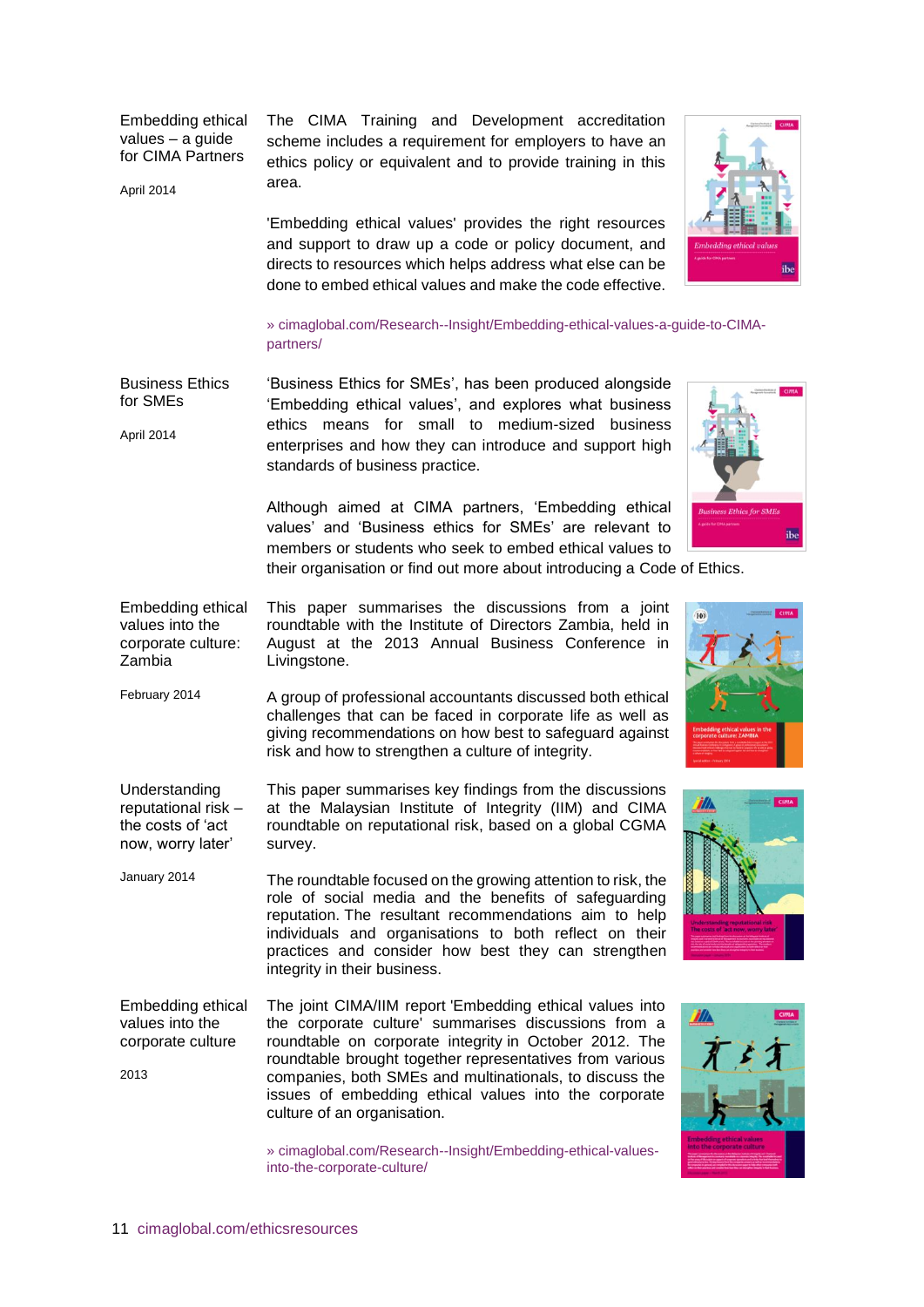### Embedding ethical values – a guide for CIMA Partners

April 2014

The CIMA Training and Development accreditation scheme includes a requirement for employers to have an ethics policy or equivalent and to provide training in this area.

'Embedding ethical values' provides the right resources and support to draw up a code or policy document, and directs to resources which helps address what else can be done to embed ethical values and make the code effective.

» cimaglobal.com/Research--Insight/Embedding-ethical-values-a-guide-to-CIMA-partners/

### Business Ethics for SMEs

April 2014

'Business Ethics for SMEs', has been produced alongside 'Embedding ethical values', and explores what business ethics means for small to medium-sized business enterprises and how they can introduce and support high standards of business practice.

Although aimed at CIMA partners, 'Embedding ethical values' and 'Business ethics for SMEs' are relevant to members or students who seek to embed ethical values to their organisation or find out more about introducing a Code of Ethics.

### Embedding ethical values into the corporate culture: Zambia

February 2014

This paper summarises the discussions from a joint roundtable with the Institute of Directors Zambia, held in August at the 2013 Annual Business Conference in Livingstone.

A group of professional accountants discussed both ethical challenges that can be faced in corporate life as well as giving recommendations on how best to safeguard against risk and how to strengthen a culture of integrity.

### Understanding reputational risk – the costs of 'act now, worry later'

January 2014

This paper summarises key findings from the discussions at the Malaysian Institute of Integrity (IIM) and CIMA roundtable on reputational risk, based on a global CGMA survey.

The roundtable focused on the growing attention to risk, the role of social media and the benefits of safeguarding reputation. The resultant recommendations aim to help individuals and organisations to both reflect on their practices and consider how best they can strengthen integrity in their business.

### Embedding ethical values into the corporate culture

2013

The joint CIMA/IIM report 'Embedding ethical values into the corporate culture' summarises discussions from a roundtable on corporate integrity in October 2012. The roundtable brought together representatives from various companies, both SMEs and multinationals, to discuss the issues of embedding ethical values into the corporate culture of an organisation.

» cimaglobal.com/Research--Insight/Embedding-ethical-values-into-the-corporate-culture/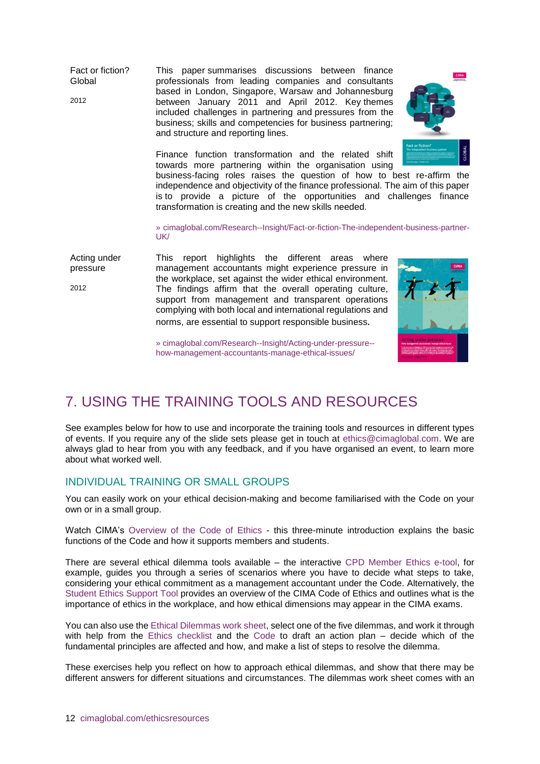Fact or fiction? Global

2012

This paper summarises discussions between finance professionals from leading companies and consultants based in London, Singapore, Warsaw and Johannesburg between January 2011 and April 2012. Key themes included challenges in partnering and pressures from the business; skills and competencies for business partnering; and structure and reporting lines.

Finance function transformation and the related shift towards more partnering within the organisation using business-facing roles raises the question of how to best re-affirm the independence and objectivity of the finance professional. The aim of this paper is to provide a picture of the opportunities and challenges finance transformation is creating and the new skills needed.

» cimaglobal.com/Research--Insight/Fact-or-fiction-The-independent-business-partner-UK/

Acting under pressure

2012

This report highlights the different areas where management accountants might experience pressure in the workplace, set against the wider ethical environment. The findings affirm that the overall operating culture, support from management and transparent operations complying with both local and international regulations and norms, are essential to support responsible business.

» cimaglobal.com/Research--Insight/Acting-under-pressure--how-management-accountants-manage-ethical-issues/

# 7. USING THE TRAINING TOOLS AND RESOURCES

See examples below for how to use and incorporate the training tools and resources in different types of events. If you require any of the slide sets please get in touch at ethics@cimaglobal.com. We are always glad to hear from you with any feedback, and if you have organised an event, to learn more about what worked well.

## INDIVIDUAL TRAINING OR SMALL GROUPS

You can easily work on your ethical decision-making and become familiarised with the Code on your own or in a small group.

Watch CIMA's Overview of the Code of Ethics - this three-minute introduction explains the basic functions of the Code and how it supports members and students.

There are several ethical dilemma tools available – the interactive CPD Member Ethics e-tool, for example, guides you through a series of scenarios where you have to decide what steps to take, considering your ethical commitment as a management accountant under the Code. Alternatively, the Student Ethics Support Tool provides an overview of the CIMA Code of Ethics and outlines what is the importance of ethics in the workplace, and how ethical dimensions may appear in the CIMA exams.

You can also use the Ethical Dilemmas work sheet, select one of the five dilemmas, and work it through with help from the Ethics checklist and the Code to draft an action plan – decide which of the fundamental principles are affected and how, and make a list of steps to resolve the dilemma.

These exercises help you reflect on how to approach ethical dilemmas, and show that there may be different answers for different situations and circumstances. The dilemmas work sheet comes with an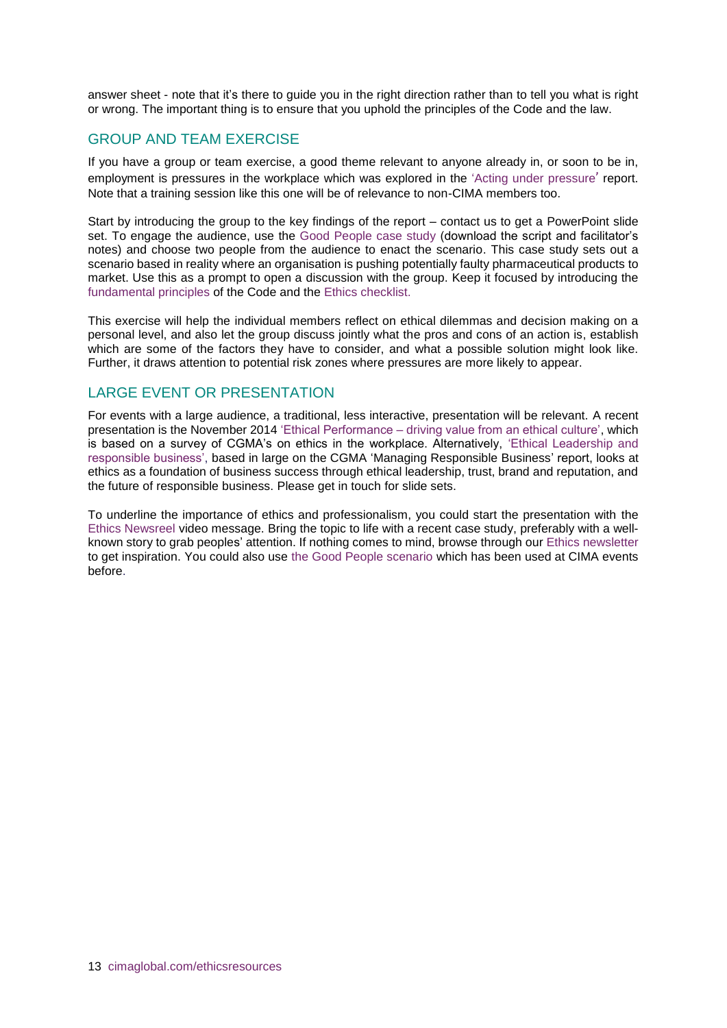answer sheet - note that it's there to guide you in the right direction rather than to tell you what is right or wrong. The important thing is to ensure that you uphold the principles of the Code and the law.

## GROUP AND TEAM EXERCISE

If you have a group or team exercise, a good theme relevant to anyone already in, or soon to be in, employment is pressures in the workplace which was explored in the 'Acting under pressure' report. Note that a training session like this one will be of relevance to non-CIMA members too.

Start by introducing the group to the key findings of the report – contact us to get a PowerPoint slide set. To engage the audience, use the Good People case study (download the script and facilitator's notes) and choose two people from the audience to enact the scenario. This case study sets out a scenario based in reality where an organisation is pushing potentially faulty pharmaceutical products to market. Use this as a prompt to open a discussion with the group. Keep it focused by introducing the fundamental principles of the Code and the Ethics checklist.

This exercise will help the individual members reflect on ethical dilemmas and decision making on a personal level, and also let the group discuss jointly what the pros and cons of an action is, establish which are some of the factors they have to consider, and what a possible solution might look like. Further, it draws attention to potential risk zones where pressures are more likely to appear.

## LARGE EVENT OR PRESENTATION

For events with a large audience, a traditional, less interactive, presentation will be relevant. A recent presentation is the November 2014 'Ethical Performance – driving value from an ethical culture', which is based on a survey of CGMA's on ethics in the workplace. Alternatively, 'Ethical Leadership and responsible business', based in large on the CGMA 'Managing Responsible Business' report, looks at ethics as a foundation of business success through ethical leadership, trust, brand and reputation, and the future of responsible business. Please get in touch for slide sets.

To underline the importance of ethics and professionalism, you could start the presentation with the Ethics Newsreel video message. Bring the topic to life with a recent case study, preferably with a well-known story to grab peoples' attention. If nothing comes to mind, browse through our Ethics newsletter to get inspiration. You could also use the Good People scenario which has been used at CIMA events before.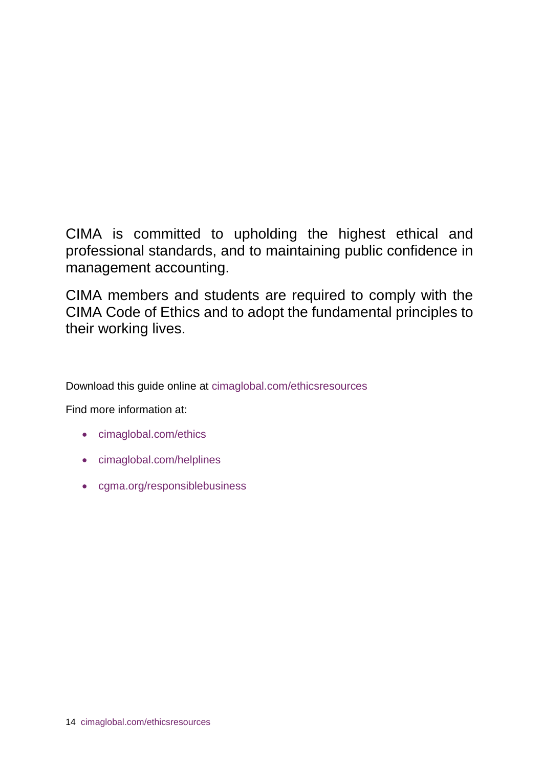CIMA is committed to upholding the highest ethical and professional standards, and to maintaining public confidence in management accounting.

CIMA members and students are required to comply with the CIMA Code of Ethics and to adopt the fundamental principles to their working lives.

Download this guide online at cimaglobal.com/ethicsresources

Find more information at:

- cimaglobal.com/ethics
- cimaglobal.com/helplines
- cgma.org/responsiblebusiness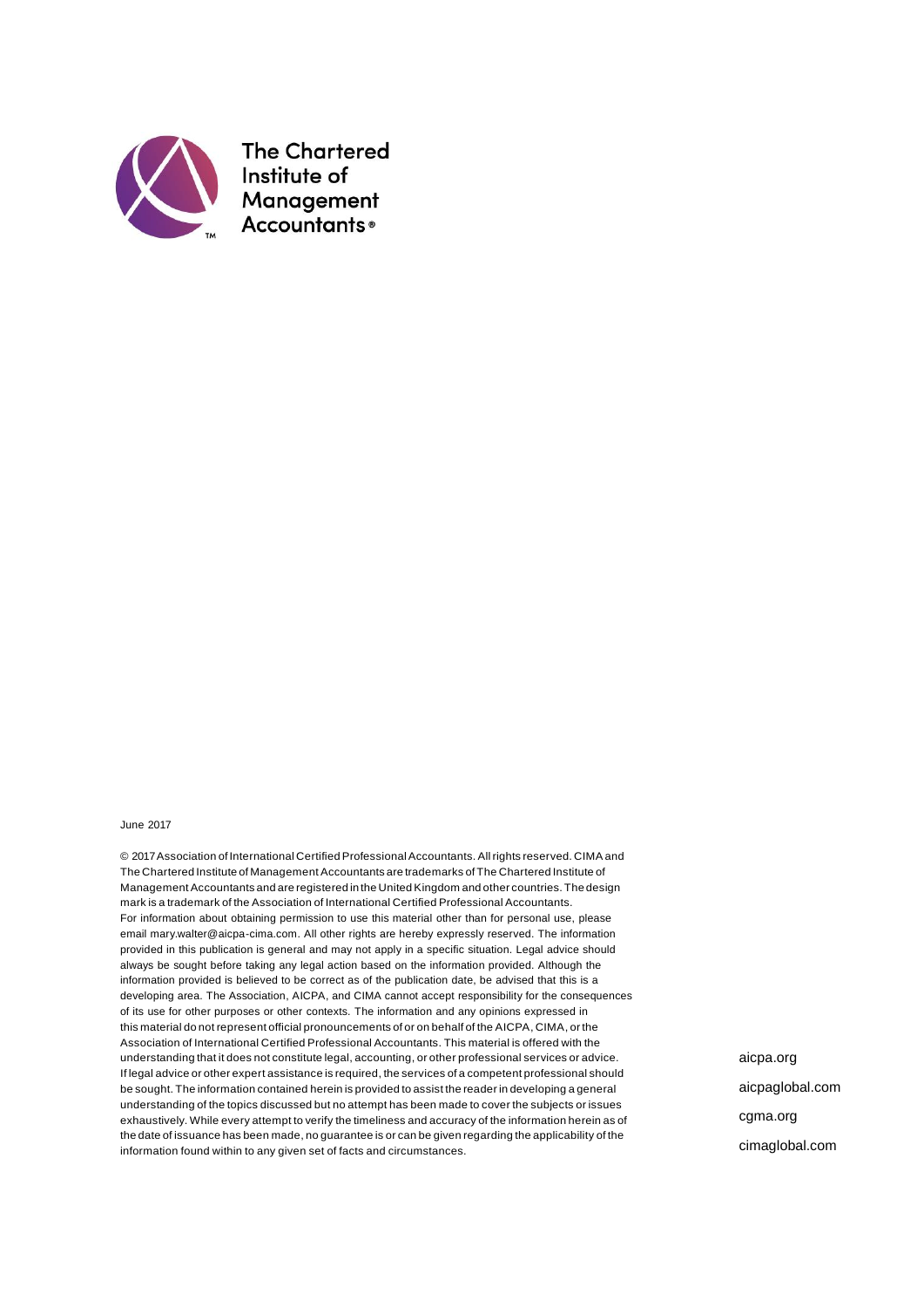The Chartered Institute of Management Accountants®

June 2017

© 2017 Association of International Certified Professional Accountants. All rights reserved. CIMA and The Chartered Institute of Management Accountants are trademarks of The Chartered Institute of Management Accountants and are registered in the United Kingdom and other countries. The design mark is a trademark of the Association of International Certified Professional Accountants. For information about obtaining permission to use this material other than for personal use, please email mary.walter@aicpa-cima.com. All other rights are hereby expressly reserved. The information provided in this publication is general and may not apply in a specific situation. Legal advice should always be sought before taking any legal action based on the information provided. Although the information provided is believed to be correct as of the publication date, be advised that this is a developing area. The Association, AICPA, and CIMA cannot accept responsibility for the consequences of its use for other purposes or other contexts. The information and any opinions expressed in this material do not represent official pronouncements of or on behalf of the AICPA, CIMA, or the Association of International Certified Professional Accountants. This material is offered with the understanding that it does not constitute legal, accounting, or other professional services or advice. If legal advice or other expert assistance is required, the services of a competent professional should be sought. The information contained herein is provided to assist the reader in developing a general understanding of the topics discussed but no attempt has been made to cover the subjects or issues exhaustively. While every attempt to verify the timeliness and accuracy of the information herein as of the date of issuance has been made, no guarantee is or can be given regarding the applicability of the information found within to any given set of facts and circumstances.

aicpa.org

aicpaglobal.com

cgma.org

cimaglobal.com